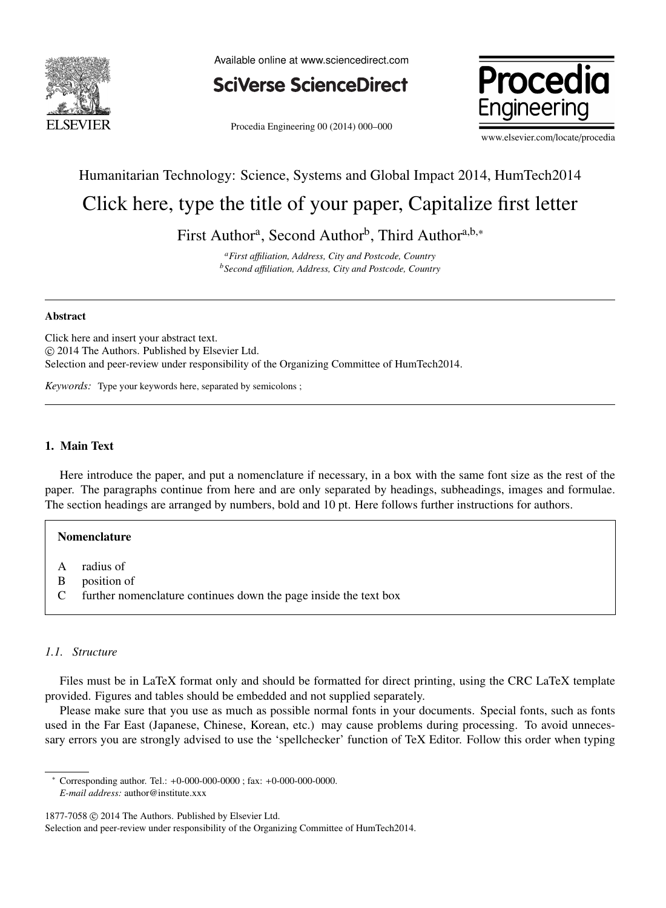Humanitarian Technology: Science, Systems and Global Impact 2014, HumTech2014

# Click here, type the title of your paper, Capitalize first letter

First Author[a], Second Author[b], Third Author[a,b,*]

[a] *First affiliation, Address, City and Postcode, Country*
[b] *Second affiliation, Address, City and Postcode, Country*

---

**Abstract**

Click here and insert your abstract text.
© 2014 The Authors. Published by Elsevier Ltd.
Selection and peer-review under responsibility of the Organizing Committee of HumTech2014.

*Keywords:* Type your keywords here, separated by semicolons ;

---

## 1. Main Text

Here introduce the paper, and put a nomenclature if necessary, in a box with the same font size as the rest of the paper. The paragraphs continue from here and are only separated by headings, subheadings, images and formulae. The section headings are arranged by numbers, bold and 10 pt. Here follows further instructions for authors.

**Nomenclature**

| | |
|---|---|
| A | radius of |
| B | position of |
| C | further nomenclature continues down the page inside the text box |

### *1.1. Structure*

Files must be in LaTeX format only and should be formatted for direct printing, using the CRC LaTeX template provided. Figures and tables should be embedded and not supplied separately.

Please make sure that you use as much as possible normal fonts in your documents. Special fonts, such as fonts used in the Far East (Japanese, Chinese, Korean, etc.) may cause problems during processing. To avoid unnecessary errors you are strongly advised to use the 'spellchecker' function of TeX Editor. Follow this order when typing

---

[*] Corresponding author. Tel.: +0-000-000-0000 ; fax: +0-000-000-0000.
*E-mail address:* author@institute.xxx

1877-7058 © 2014 The Authors. Published by Elsevier Ltd.
Selection and peer-review under responsibility of the Organizing Committee of HumTech2014.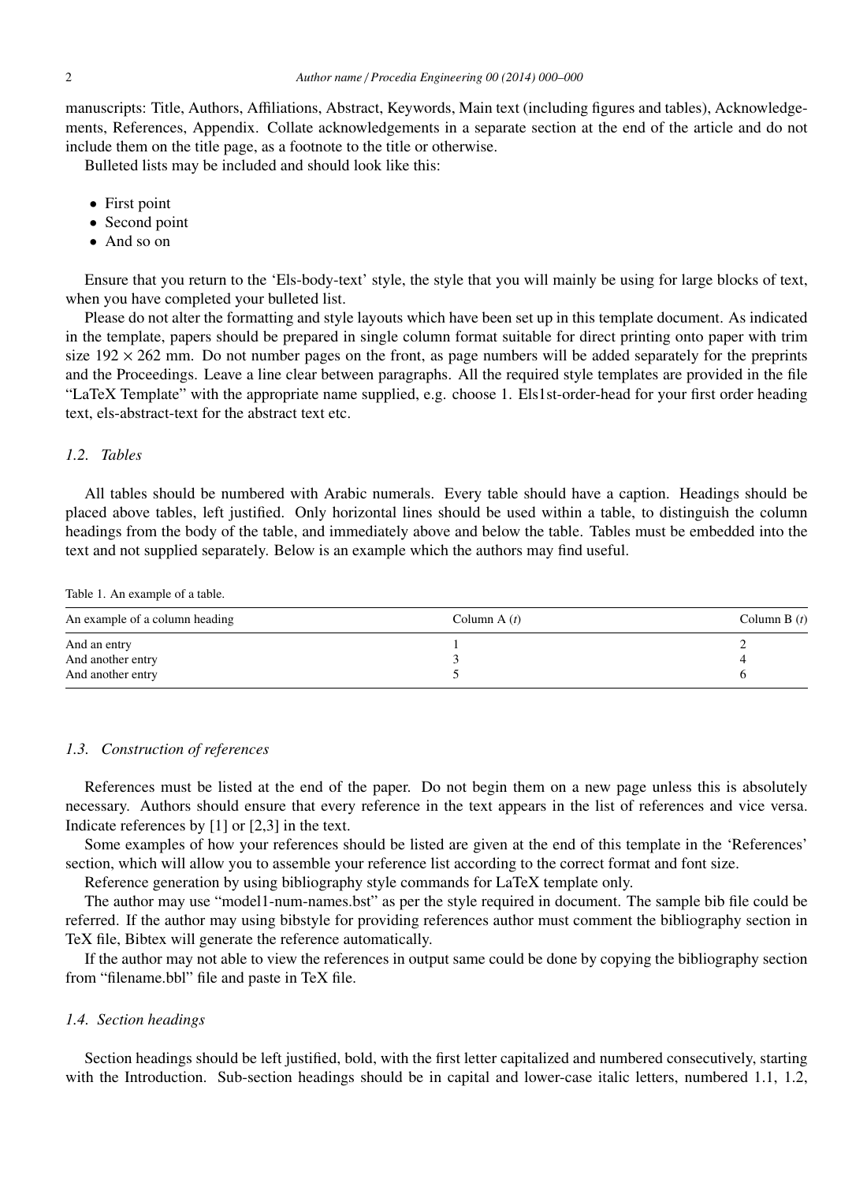manuscripts: Title, Authors, Affiliations, Abstract, Keywords, Main text (including figures and tables), Acknowledgements, References, Appendix. Collate acknowledgements in a separate section at the end of the article and do not include them on the title page, as a footnote to the title or otherwise.

Bulleted lists may be included and should look like this:

- First point
- Second point
- And so on

Ensure that you return to the 'Els-body-text' style, the style that you will mainly be using for large blocks of text, when you have completed your bulleted list.

Please do not alter the formatting and style layouts which have been set up in this template document. As indicated in the template, papers should be prepared in single column format suitable for direct printing onto paper with trim size $192 \times 262$ mm. Do not number pages on the front, as page numbers will be added separately for the preprints and the Proceedings. Leave a line clear between paragraphs. All the required style templates are provided in the file "LaTeX Template" with the appropriate name supplied, e.g. choose 1. Els1st-order-head for your first order heading text, els-abstract-text for the abstract text etc.

### *1.2. Tables*

All tables should be numbered with Arabic numerals. Every table should have a caption. Headings should be placed above tables, left justified. Only horizontal lines should be used within a table, to distinguish the column headings from the body of the table, and immediately above and below the table. Tables must be embedded into the text and not supplied separately. Below is an example which the authors may find useful.

Table 1. An example of a table.

| An example of a column heading | Column A ($t$) | Column B ($t$) |
|---|---|---|
| And an entry | 1 | 2 |
| And another entry | 3 | 4 |
| And another entry | 5 | 6 |

### *1.3. Construction of references*

References must be listed at the end of the paper. Do not begin them on a new page unless this is absolutely necessary. Authors should ensure that every reference in the text appears in the list of references and vice versa. Indicate references by [1] or [2,3] in the text.

Some examples of how your references should be listed are given at the end of this template in the 'References' section, which will allow you to assemble your reference list according to the correct format and font size.

Reference generation by using bibliography style commands for LaTeX template only.

The author may use "model1-num-names.bst" as per the style required in document. The sample bib file could be referred. If the author may using bibstyle for providing references author must comment the bibliography section in TeX file, Bibtex will generate the reference automatically.

If the author may not able to view the references in output same could be done by copying the bibliography section from "filename.bbl" file and paste in TeX file.

### *1.4. Section headings*

Section headings should be left justified, bold, with the first letter capitalized and numbered consecutively, starting with the Introduction. Sub-section headings should be in capital and lower-case italic letters, numbered 1.1, 1.2,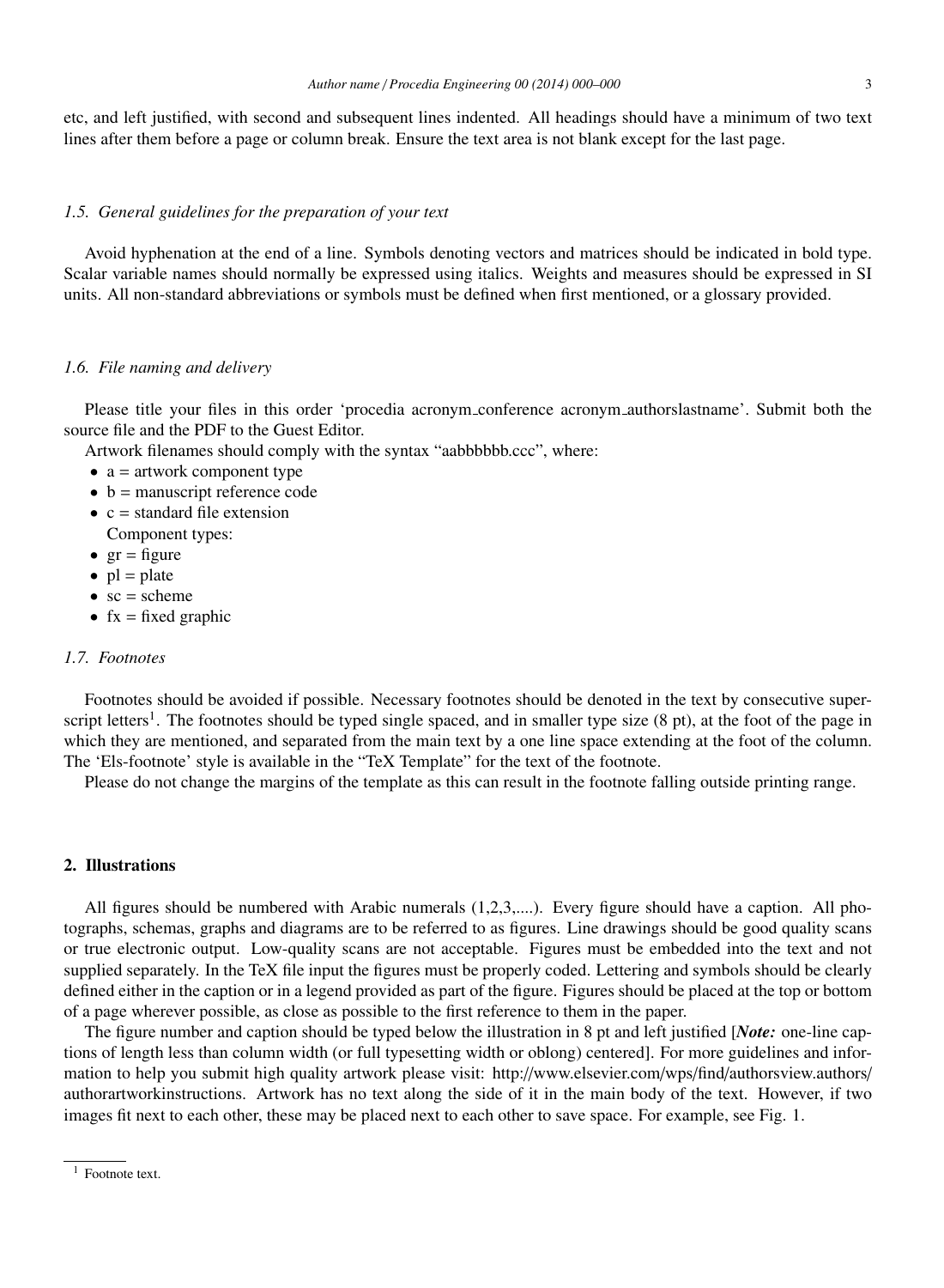etc, and left justified, with second and subsequent lines indented. All headings should have a minimum of two text lines after them before a page or column break. Ensure the text area is not blank except for the last page.

### *1.5. General guidelines for the preparation of your text*

Avoid hyphenation at the end of a line. Symbols denoting vectors and matrices should be indicated in bold type. Scalar variable names should normally be expressed using italics. Weights and measures should be expressed in SI units. All non-standard abbreviations or symbols must be defined when first mentioned, or a glossary provided.

### *1.6. File naming and delivery*

Please title your files in this order 'procedia acronym_conference acronym_authorslastname'. Submit both the source file and the PDF to the Guest Editor.

Artwork filenames should comply with the syntax "aabbbbbb.ccc", where:

- a = artwork component type
- b = manuscript reference code
- c = standard file extension
  Component types:
- gr = figure
- pl = plate
- sc = scheme
- fx = fixed graphic

### *1.7. Footnotes*

Footnotes should be avoided if possible. Necessary footnotes should be denoted in the text by consecutive superscript letters[1]. The footnotes should be typed single spaced, and in smaller type size (8 pt), at the foot of the page in which they are mentioned, and separated from the main text by a one line space extending at the foot of the column. The 'Els-footnote' style is available in the "TeX Template" for the text of the footnote.

Please do not change the margins of the template as this can result in the footnote falling outside printing range.

## 2. Illustrations

All figures should be numbered with Arabic numerals (1,2,3,....). Every figure should have a caption. All photographs, schemas, graphs and diagrams are to be referred to as figures. Line drawings should be good quality scans or true electronic output. Low-quality scans are not acceptable. Figures must be embedded into the text and not supplied separately. In the TeX file input the figures must be properly coded. Lettering and symbols should be clearly defined either in the caption or in a legend provided as part of the figure. Figures should be placed at the top or bottom of a page wherever possible, as close as possible to the first reference to them in the paper.

The figure number and caption should be typed below the illustration in 8 pt and left justified [***Note:*** one-line captions of length less than column width (or full typesetting width or oblong) centered]. For more guidelines and information to help you submit high quality artwork please visit: http://www.elsevier.com/wps/find/authorsview.authors/authorartworkinstructions. Artwork has no text along the side of it in the main body of the text. However, if two images fit next to each other, these may be placed next to each other to save space. For example, see Fig. 1.

[1] Footnote text.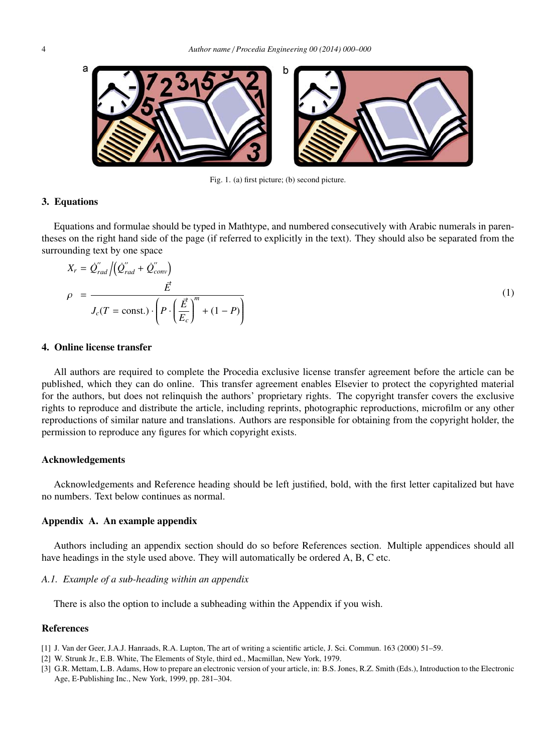Fig. 1. (a) first picture; (b) second picture.

## 3. Equations

Equations and formulae should be typed in Mathtype, and numbered consecutively with Arabic numerals in parentheses on the right hand side of the page (if referred to explicitly in the text). They should also be separated from the surrounding text by one space

$$
\begin{aligned}
X_r &= \dot{Q}''_{rad} \Big/ \left( \dot{Q}''_{rad} + \dot{Q}''_{conv} \right) \\
\rho &= \frac{\vec{E}}{J_c(T = \text{const.}) \cdot \left( P \cdot \left( \frac{\vec{E}}{E_c} \right)^m + (1 - P) \right)}
\end{aligned} \tag{1}
$$

## 4. Online license transfer

All authors are required to complete the Procedia exclusive license transfer agreement before the article can be published, which they can do online. This transfer agreement enables Elsevier to protect the copyrighted material for the authors, but does not relinquish the authors' proprietary rights. The copyright transfer covers the exclusive rights to reproduce and distribute the article, including reprints, photographic reproductions, microfilm or any other reproductions of similar nature and translations. Authors are responsible for obtaining from the copyright holder, the permission to reproduce any figures for which copyright exists.

## Acknowledgements

Acknowledgements and Reference heading should be left justified, bold, with the first letter capitalized but have no numbers. Text below continues as normal.

## Appendix A. An example appendix

Authors including an appendix section should do so before References section. Multiple appendices should all have headings in the style used above. They will automatically be ordered A, B, C etc.

### *A.1. Example of a sub-heading within an appendix*

There is also the option to include a subheading within the Appendix if you wish.

## References

[1] J. Van der Geer, J.A.J. Hanraads, R.A. Lupton, The art of writing a scientific article, J. Sci. Commun. 163 (2000) 51–59.

[2] W. Strunk Jr., E.B. White, The Elements of Style, third ed., Macmillan, New York, 1979.

[3] G.R. Mettam, L.B. Adams, How to prepare an electronic version of your article, in: B.S. Jones, R.Z. Smith (Eds.), Introduction to the Electronic Age, E-Publishing Inc., New York, 1999, pp. 281–304.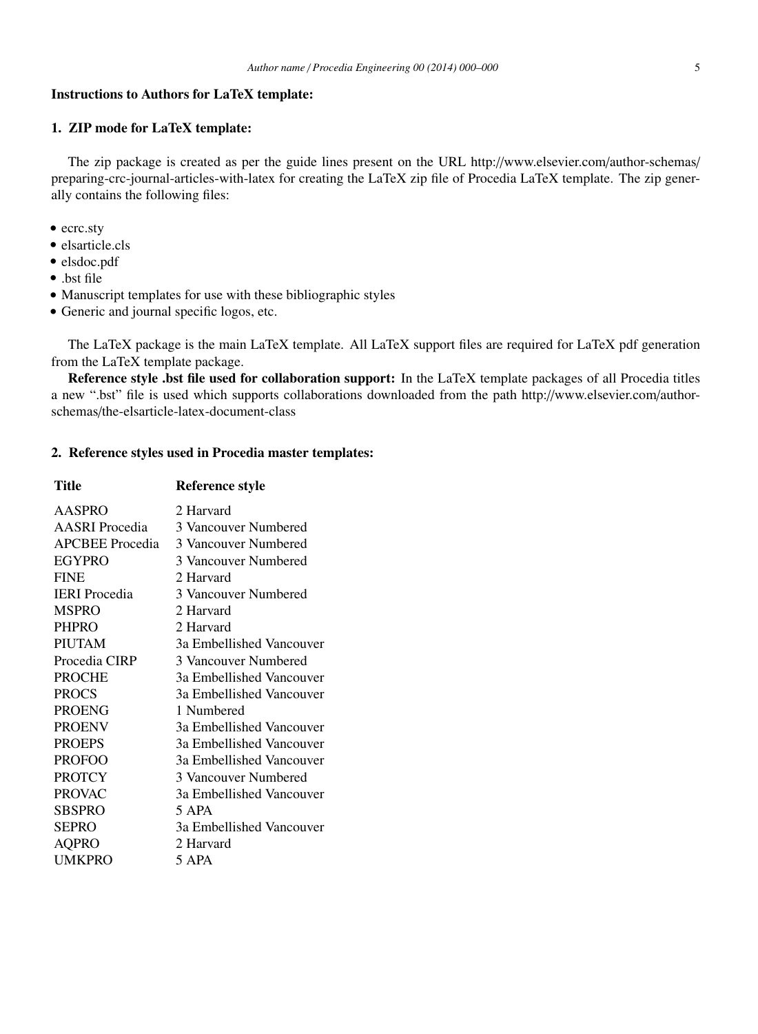**Instructions to Authors for LaTeX template:**

## 1. ZIP mode for LaTeX template:

The zip package is created as per the guide lines present on the URL http://www.elsevier.com/author-schemas/preparing-crc-journal-articles-with-latex for creating the LaTeX zip file of Procedia LaTeX template. The zip generally contains the following files:

- ecrc.sty
- elsarticle.cls
- elsdoc.pdf
- .bst file
- Manuscript templates for use with these bibliographic styles
- Generic and journal specific logos, etc.

The LaTeX package is the main LaTeX template. All LaTeX support files are required for LaTeX pdf generation from the LaTeX template package.

**Reference style .bst file used for collaboration support:** In the LaTeX template packages of all Procedia titles a new ".bst" file is used which supports collaborations downloaded from the path http://www.elsevier.com/author-schemas/the-elsarticle-latex-document-class

## 2. Reference styles used in Procedia master templates:

| Title | Reference style |
|---|---|
| AASPRO | 2 Harvard |
| AASRI Procedia | 3 Vancouver Numbered |
| APCBEE Procedia | 3 Vancouver Numbered |
| EGYPRO | 3 Vancouver Numbered |
| FINE | 2 Harvard |
| IERI Procedia | 3 Vancouver Numbered |
| MSPRO | 2 Harvard |
| PHPRO | 2 Harvard |
| PIUTAM | 3a Embellished Vancouver |
| Procedia CIRP | 3 Vancouver Numbered |
| PROCHE | 3a Embellished Vancouver |
| PROCS | 3a Embellished Vancouver |
| PROENG | 1 Numbered |
| PROENV | 3a Embellished Vancouver |
| PROEPS | 3a Embellished Vancouver |
| PROFOO | 3a Embellished Vancouver |
| PROTCY | 3 Vancouver Numbered |
| PROVAC | 3a Embellished Vancouver |
| SBSPRO | 5 APA |
| SEPRO | 3a Embellished Vancouver |
| AQPRO | 2 Harvard |
| UMKPRO | 5 APA |